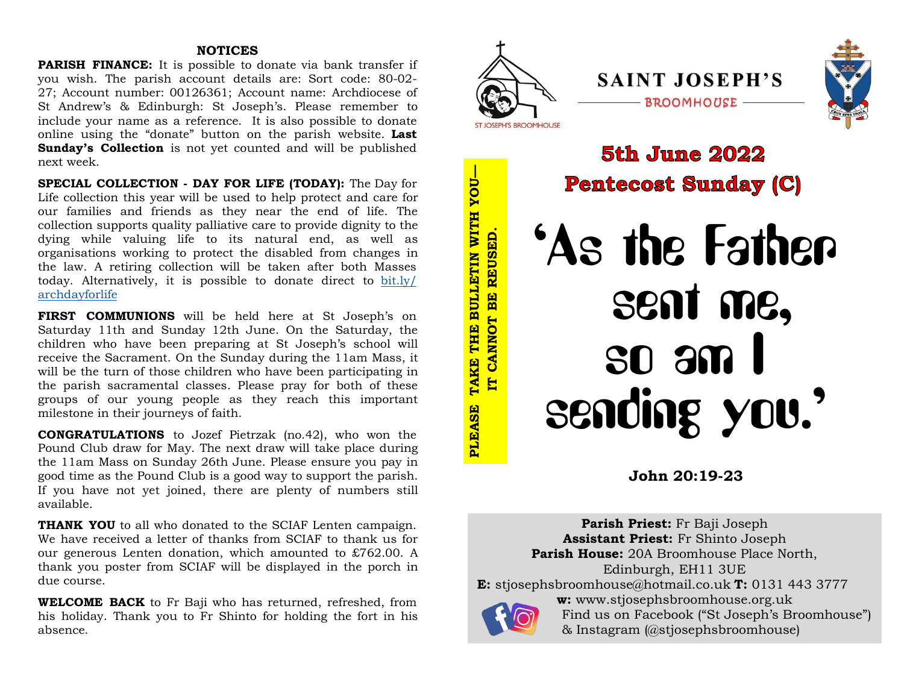## NOTICES

**PARISH FINANCE:** It is possible to donate via bank transfer if you wish. The parish account details are: Sort code: 80-02-27; Account number: 00126361; Account name: Archdiocese of St Andrew's & Edinburgh: St Joseph's. Please remember to include your name as a reference. It is also possible to donate online using the "donate" button on the parish website. **Last Sunday's Collection** is not yet counted and will be published next week.

**SPECIAL COLLECTION - DAY FOR LIFE (TODAY):** The Day for Life collection this year will be used to help protect and care for our families and friends as they near the end of life. The collection supports quality palliative care to provide dignity to the dying while valuing life to its natural end, as well as organisations working to protect the disabled from changes in the law. A retiring collection will be taken after both Masses today. Alternatively, it is possible to donate direct to bit.ly/archdayforlife

**FIRST COMMUNIONS** will be held here at St Joseph's on Saturday 11th and Sunday 12th June. On the Saturday, the children who have been preparing at St Joseph's school will receive the Sacrament. On the Sunday during the 11am Mass, it will be the turn of those children who have been participating in the parish sacramental classes. Please pray for both of these groups of our young people as they reach this important milestone in their journeys of faith.

**CONGRATULATIONS** to Jozef Pietrzak (no.42), who won the Pound Club draw for May. The next draw will take place during the 11am Mass on Sunday 26th June. Please ensure you pay in good time as the Pound Club is a good way to support the parish. If you have not yet joined, there are plenty of numbers still available.

**THANK YOU** to all who donated to the SCIAF Lenten campaign. We have received a letter of thanks from SCIAF to thank us for our generous Lenten donation, which amounted to £762.00. A thank you poster from SCIAF will be displayed in the porch in due course.

**WELCOME BACK** to Fr Baji who has returned, refreshed, from his holiday. Thank you to Fr Shinto for holding the fort in his absence.

ST JOSEPH'S BROOMHOUSE

# SAINT JOSEPH'S

BROOMHOUSE

CRUX SPES UNICA

**PLEASE TAKE THE BULLETIN WITH YOU— IT CANNOT BE REUSED.**

## 5th June 2022
## Pentecost Sunday (C)

# 'As the Father sent me, so am I sending you.'

**John 20:19-23**

**Parish Priest:** Fr Baji Joseph
**Assistant Priest:** Fr Shinto Joseph
**Parish House:** 20A Broomhouse Place North, Edinburgh, EH11 3UE
**E:** stjosephsbroomhouse@hotmail.co.uk **T:** 0131 443 3777
**w:** www.stjosephsbroomhouse.org.uk
Find us on Facebook ("St Joseph's Broomhouse") & Instagram (@stjosephsbroomhouse)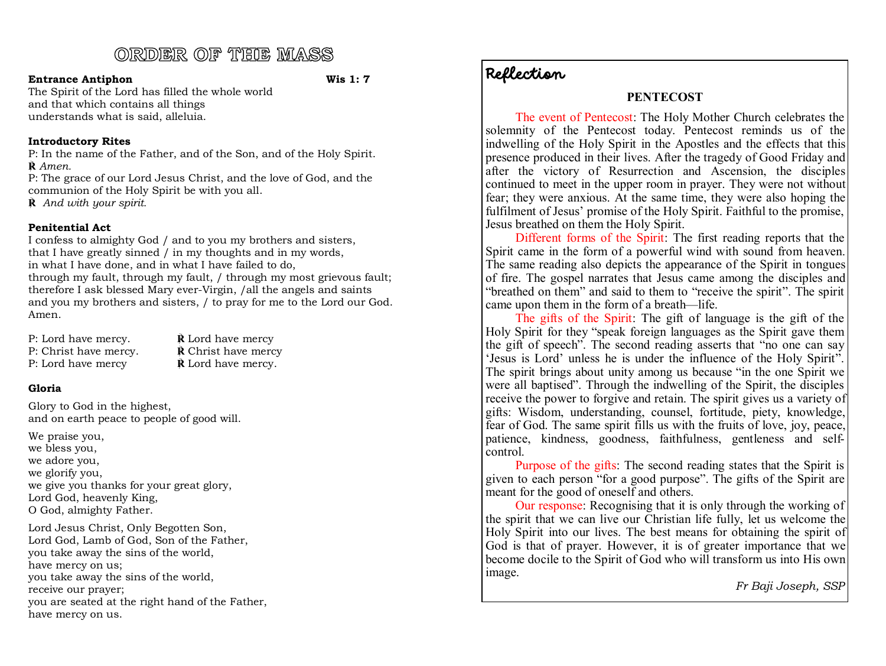# ORDER OF THE MASS

**Entrance Antiphon** **Wis 1: 7**

The Spirit of the Lord has filled the whole world
and that which contains all things
understands what is said, alleluia.

**Introductory Rites**

P: In the name of the Father, and of the Son, and of the Holy Spirit.
℟ *Amen.*
P: The grace of our Lord Jesus Christ, and the love of God, and the communion of the Holy Spirit be with you all.
℟ *And with your spirit.*

**Penitential Act**

I confess to almighty God / and to you my brothers and sisters,
that I have greatly sinned / in my thoughts and in my words,
in what I have done, and in what I have failed to do,
through my fault, through my fault, / through my most grievous fault;
therefore I ask blessed Mary ever-Virgin, /all the angels and saints
and you my brothers and sisters, / to pray for me to the Lord our God. Amen.

P: Lord have mercy. ℟ Lord have mercy
P: Christ have mercy. ℟ Christ have mercy
P: Lord have mercy ℟ Lord have mercy.

**Gloria**

Glory to God in the highest,
and on earth peace to people of good will.

We praise you,
we bless you,
we adore you,
we glorify you,
we give you thanks for your great glory,
Lord God, heavenly King,
O God, almighty Father.

Lord Jesus Christ, Only Begotten Son,
Lord God, Lamb of God, Son of the Father,
you take away the sins of the world,
have mercy on us;
you take away the sins of the world,
receive our prayer;
you are seated at the right hand of the Father,
have mercy on us.

## Reflection

### PENTECOST

The event of Pentecost: The Holy Mother Church celebrates the solemnity of the Pentecost today. Pentecost reminds us of the indwelling of the Holy Spirit in the Apostles and the effects that this presence produced in their lives. After the tragedy of Good Friday and after the victory of Resurrection and Ascension, the disciples continued to meet in the upper room in prayer. They were not without fear; they were anxious. At the same time, they were also hoping the fulfilment of Jesus' promise of the Holy Spirit. Faithful to the promise, Jesus breathed on them the Holy Spirit.

Different forms of the Spirit: The first reading reports that the Spirit came in the form of a powerful wind with sound from heaven. The same reading also depicts the appearance of the Spirit in tongues of fire. The gospel narrates that Jesus came among the disciples and "breathed on them" and said to them to "receive the spirit". The spirit came upon them in the form of a breath—life.

The gifts of the Spirit: The gift of language is the gift of the Holy Spirit for they "speak foreign languages as the Spirit gave them the gift of speech". The second reading asserts that "no one can say 'Jesus is Lord' unless he is under the influence of the Holy Spirit". The spirit brings about unity among us because "in the one Spirit we were all baptised". Through the indwelling of the Spirit, the disciples receive the power to forgive and retain. The spirit gives us a variety of gifts: Wisdom, understanding, counsel, fortitude, piety, knowledge, fear of God. The same spirit fills us with the fruits of love, joy, peace, patience, kindness, goodness, faithfulness, gentleness and self-control.

Purpose of the gifts: The second reading states that the Spirit is given to each person "for a good purpose". The gifts of the Spirit are meant for the good of oneself and others.

Our response: Recognising that it is only through the working of the spirit that we can live our Christian life fully, let us welcome the Holy Spirit into our lives. The best means for obtaining the spirit of God is that of prayer. However, it is of greater importance that we become docile to the Spirit of God who will transform us into His own image.

*Fr Baji Joseph, SSP*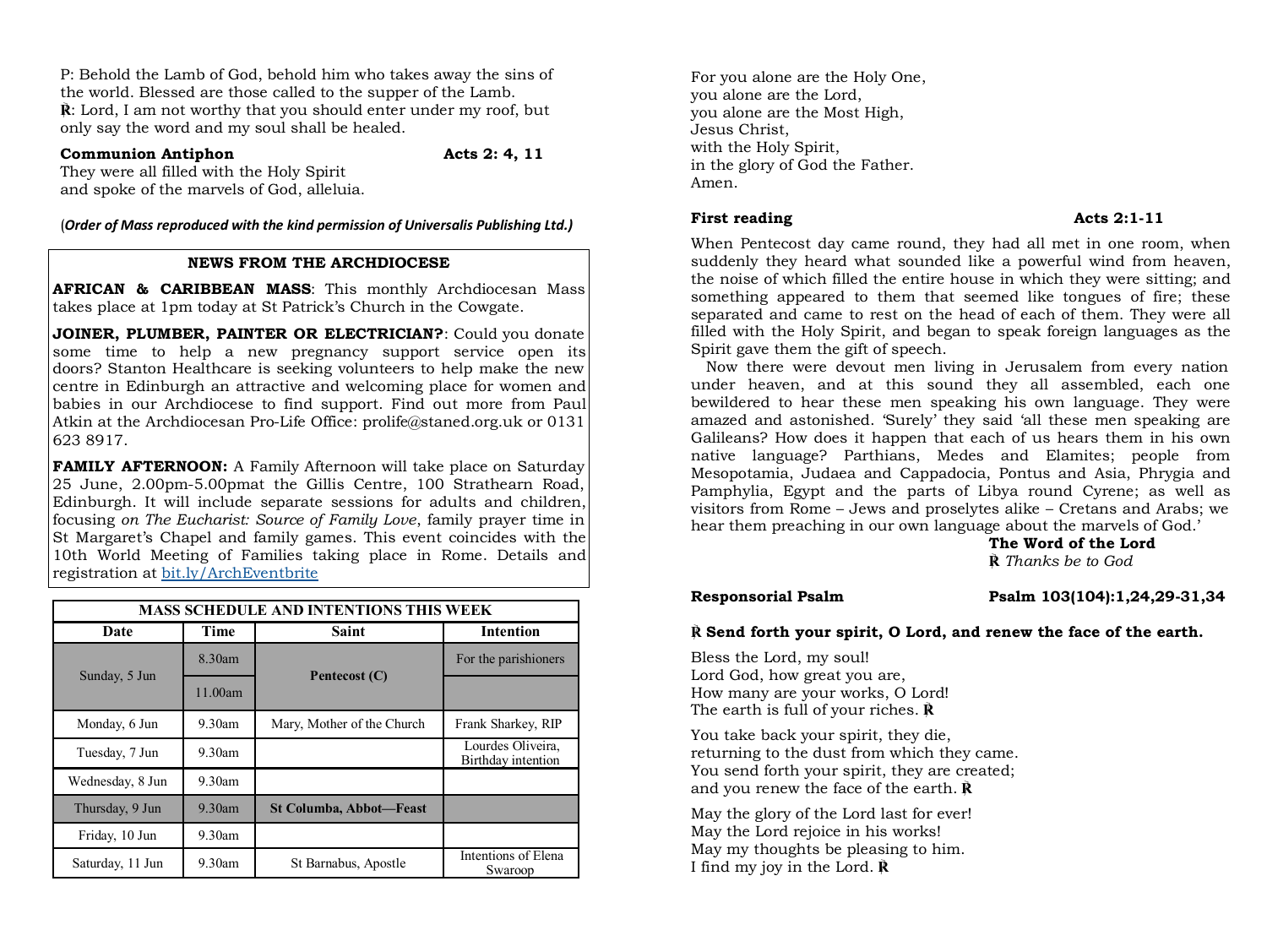P: Behold the Lamb of God, behold him who takes away the sins of the world. Blessed are those called to the supper of the Lamb.
℟: Lord, I am not worthy that you should enter under my roof, but only say the word and my soul shall be healed.

**Communion Antiphon** **Acts 2: 4, 11**

They were all filled with the Holy Spirit
and spoke of the marvels of God, alleluia.

(***Order of Mass reproduced with the kind permission of Universalis Publishing Ltd.)***

## NEWS FROM THE ARCHDIOCESE

**AFRICAN & CARIBBEAN MASS**: This monthly Archdiocesan Mass takes place at 1pm today at St Patrick's Church in the Cowgate.

**JOINER, PLUMBER, PAINTER OR ELECTRICIAN?**: Could you donate some time to help a new pregnancy support service open its doors? Stanton Healthcare is seeking volunteers to help make the new centre in Edinburgh an attractive and welcoming place for women and babies in our Archdiocese to find support. Find out more from Paul Atkin at the Archdiocesan Pro-Life Office: prolife@staned.org.uk or 0131 623 8917.

**FAMILY AFTERNOON:** A Family Afternoon will take place on Saturday 25 June, 2.00pm-5.00pmat the Gillis Centre, 100 Strathearn Road, Edinburgh. It will include separate sessions for adults and children, focusing *on The Eucharist: Source of Family Love*, family prayer time in St Margaret's Chapel and family games. This event coincides with the 10th World Meeting of Families taking place in Rome. Details and registration at bit.ly/ArchEventbrite

**MASS SCHEDULE AND INTENTIONS THIS WEEK**

| Date | Time | Saint | Intention |
|---|---|---|---|
| Sunday, 5 Jun | 8.30am | **Pentecost (C)** | For the parishioners |
| | 11.00am | | |
| Monday, 6 Jun | 9.30am | Mary, Mother of the Church | Frank Sharkey, RIP |
| Tuesday, 7 Jun | 9.30am | | Lourdes Oliveira, Birthday intention |
| Wednesday, 8 Jun | 9.30am | | |
| Thursday, 9 Jun | 9.30am | **St Columba, Abbot—Feast** | |
| Friday, 10 Jun | 9.30am | | |
| Saturday, 11 Jun | 9.30am | St Barnabus, Apostle | Intentions of Elena Swaroop |

For you alone are the Holy One,
you alone are the Lord,
you alone are the Most High,
Jesus Christ,
with the Holy Spirit,
in the glory of God the Father.
Amen.

**First reading** **Acts 2:1-11**

When Pentecost day came round, they had all met in one room, when suddenly they heard what sounded like a powerful wind from heaven, the noise of which filled the entire house in which they were sitting; and something appeared to them that seemed like tongues of fire; these separated and came to rest on the head of each of them. They were all filled with the Holy Spirit, and began to speak foreign languages as the Spirit gave them the gift of speech.

Now there were devout men living in Jerusalem from every nation under heaven, and at this sound they all assembled, each one bewildered to hear these men speaking his own language. They were amazed and astonished. 'Surely' they said 'all these men speaking are Galileans? How does it happen that each of us hears them in his own native language? Parthians, Medes and Elamites; people from Mesopotamia, Judaea and Cappadocia, Pontus and Asia, Phrygia and Pamphylia, Egypt and the parts of Libya round Cyrene; as well as visitors from Rome – Jews and proselytes alike – Cretans and Arabs; we hear them preaching in our own language about the marvels of God.'

**The Word of the Lord**
℟ *Thanks be to God*

**Responsorial Psalm** **Psalm 103(104):1,24,29-31,34**

**℟ Send forth your spirit, O Lord, and renew the face of the earth.**

Bless the Lord, my soul!
Lord God, how great you are,
How many are your works, O Lord!
The earth is full of your riches. ℟

You take back your spirit, they die,
returning to the dust from which they came.
You send forth your spirit, they are created;
and you renew the face of the earth. ℟

May the glory of the Lord last for ever!
May the Lord rejoice in his works!
May my thoughts be pleasing to him.
I find my joy in the Lord. ℟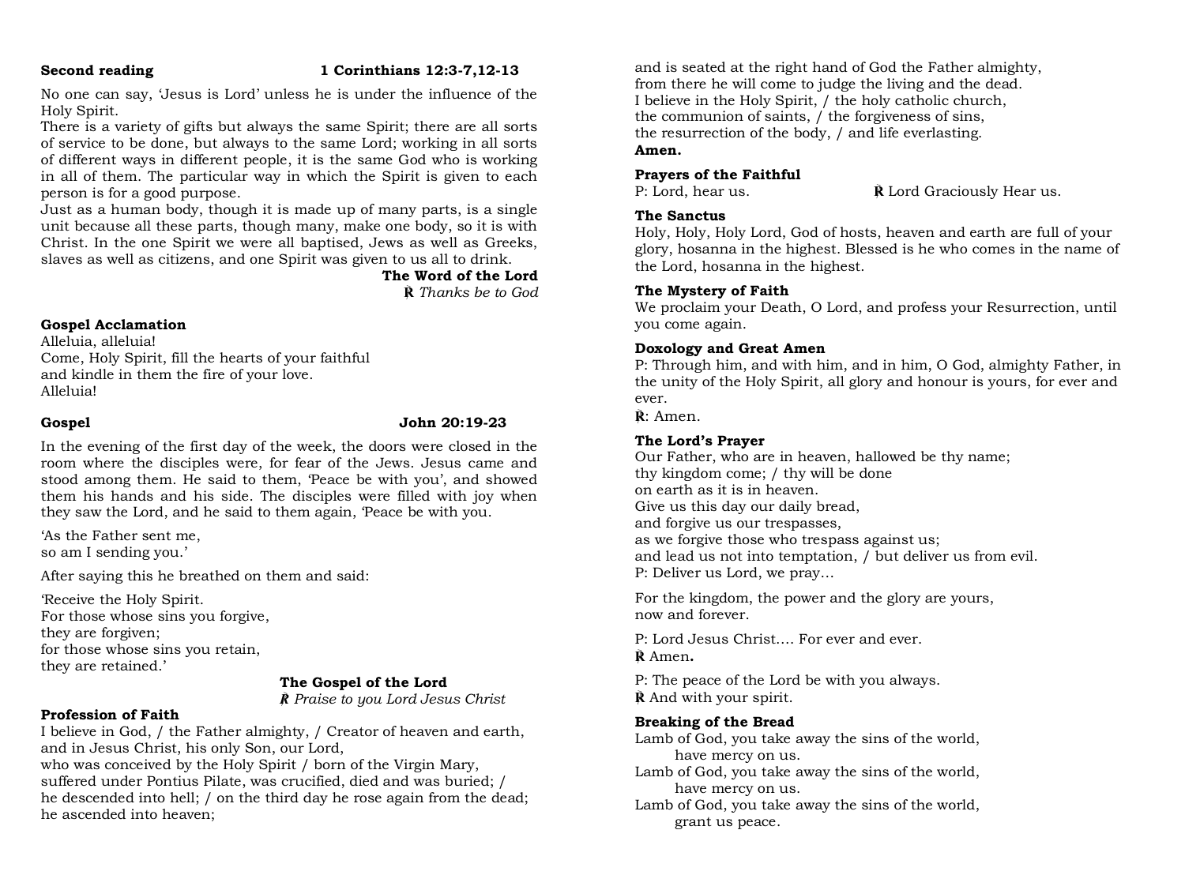**Second reading** **1 Corinthians 12:3-7,12-13**

No one can say, 'Jesus is Lord' unless he is under the influence of the Holy Spirit.
There is a variety of gifts but always the same Spirit; there are all sorts of service to be done, but always to the same Lord; working in all sorts of different ways in different people, it is the same God who is working in all of them. The particular way in which the Spirit is given to each person is for a good purpose.
Just as a human body, though it is made up of many parts, is a single unit because all these parts, though many, make one body, so it is with Christ. In the one Spirit we were all baptised, Jews as well as Greeks, slaves as well as citizens, and one Spirit was given to us all to drink.

**The Word of the Lord**
℟ *Thanks be to God*

**Gospel Acclamation**
Alleluia, alleluia!
Come, Holy Spirit, fill the hearts of your faithful
and kindle in them the fire of your love.
Alleluia!

**Gospel** **John 20:19-23**

In the evening of the first day of the week, the doors were closed in the room where the disciples were, for fear of the Jews. Jesus came and stood among them. He said to them, 'Peace be with you', and showed them his hands and his side. The disciples were filled with joy when they saw the Lord, and he said to them again, 'Peace be with you.

'As the Father sent me,
so am I sending you.'

After saying this he breathed on them and said:

'Receive the Holy Spirit.
For those whose sins you forgive,
they are forgiven;
for those whose sins you retain,
they are retained.'

**The Gospel of the Lord**
*℟ Praise to you Lord Jesus Christ*

**Profession of Faith**
I believe in God, / the Father almighty, / Creator of heaven and earth,
and in Jesus Christ, his only Son, our Lord,
who was conceived by the Holy Spirit / born of the Virgin Mary,
suffered under Pontius Pilate, was crucified, died and was buried; /
he descended into hell; / on the third day he rose again from the dead;
he ascended into heaven;
and is seated at the right hand of God the Father almighty,
from there he will come to judge the living and the dead.
I believe in the Holy Spirit, / the holy catholic church,
the communion of saints, / the forgiveness of sins,
the resurrection of the body, / and life everlasting.
**Amen.**

**Prayers of the Faithful**
P: Lord, hear us. ℟ Lord Graciously Hear us.

**The Sanctus**
Holy, Holy, Holy Lord, God of hosts, heaven and earth are full of your glory, hosanna in the highest. Blessed is he who comes in the name of the Lord, hosanna in the highest.

**The Mystery of Faith**
We proclaim your Death, O Lord, and profess your Resurrection, until you come again.

**Doxology and Great Amen**
P: Through him, and with him, and in him, O God, almighty Father, in the unity of the Holy Spirit, all glory and honour is yours, for ever and ever.
℟: Amen.

**The Lord's Prayer**
Our Father, who are in heaven, hallowed be thy name;
thy kingdom come; / thy will be done
on earth as it is in heaven.
Give us this day our daily bread,
and forgive us our trespasses,
as we forgive those who trespass against us;
and lead us not into temptation, / but deliver us from evil.
P: Deliver us Lord, we pray…

For the kingdom, the power and the glory are yours,
now and forever.

P: Lord Jesus Christ…. For ever and ever.
℟ Amen**.**

P: The peace of the Lord be with you always.
℟ And with your spirit.

**Breaking of the Bread**
Lamb of God, you take away the sins of the world,
have mercy on us.
Lamb of God, you take away the sins of the world,
have mercy on us.
Lamb of God, you take away the sins of the world,
grant us peace.